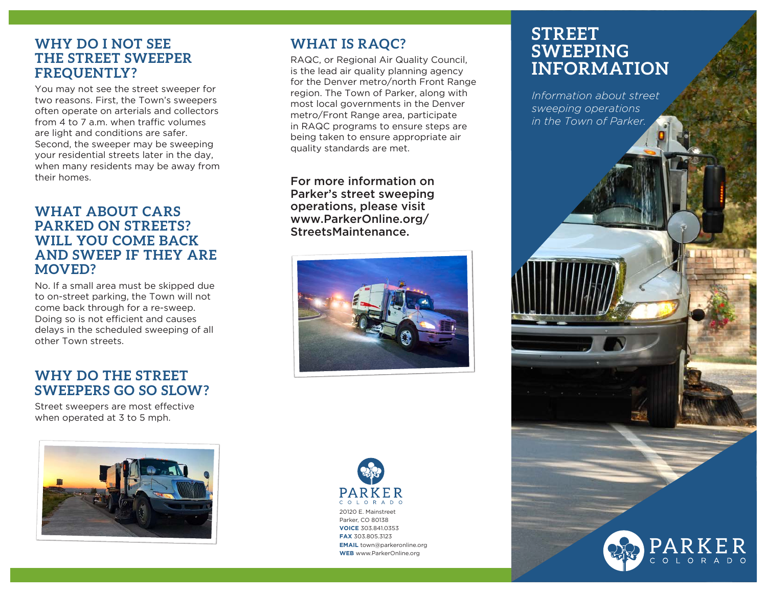## WHY DO I NOT SEE THE STREET SWEEPER FREQUENTLY?

You may not see the street sweeper for two reasons. First, the Town's sweepers often operate on arterials and collectors from 4 to 7 a.m. when traffic volumes are light and conditions are safer. Second, the sweeper may be sweeping your residential streets later in the day, when many residents may be away from their homes.

## WHAT ABOUT CARS PARKED ON STREETS? WILL YOU COME BACK AND SWEEP IF THEY ARE MOVED?

No. If a small area must be skipped due to on-street parking, the Town will not come back through for a re-sweep. Doing so is not efficient and causes delays in the scheduled sweeping of all other Town streets.

## WHY DO THE STREET SWEEPERS GO SO SLOW?

Street sweepers are most effective when operated at 3 to 5 mph.

## WHAT IS RAQC?

RAQC, or Regional Air Quality Council, is the lead air quality planning agency for the Denver metro/north Front Range region. The Town of Parker, along with most local governments in the Denver metro/Front Range area, participate in RAQC programs to ensure steps are being taken to ensure appropriate air quality standards are met.

**For more information on Parker's street sweeping operations, please visit www.ParkerOnline.org/StreetsMaintenance.**

PARKER
COLORADO

20120 E. Mainstreet
Parker, CO 80138
**VOICE** 303.841.0353
**FAX** 303.805.3123
**EMAIL** town@parkeronline.org
**WEB** www.ParkerOnline.org

# STREET SWEEPING INFORMATION

*Information about street sweeping operations in the Town of Parker.*

PARKER
COLORADO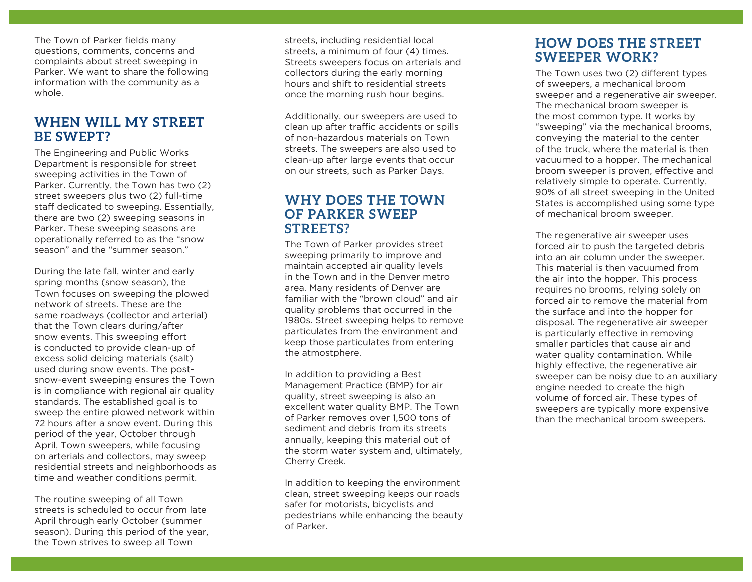The Town of Parker fields many questions, comments, concerns and complaints about street sweeping in Parker. We want to share the following information with the community as a whole.

## WHEN WILL MY STREET BE SWEPT?

The Engineering and Public Works Department is responsible for street sweeping activities in the Town of Parker. Currently, the Town has two (2) street sweepers plus two (2) full-time staff dedicated to sweeping. Essentially, there are two (2) sweeping seasons in Parker. These sweeping seasons are operationally referred to as the "snow season" and the "summer season."

During the late fall, winter and early spring months (snow season), the Town focuses on sweeping the plowed network of streets. These are the same roadways (collector and arterial) that the Town clears during/after snow events. This sweeping effort is conducted to provide clean-up of excess solid deicing materials (salt) used during snow events. The post-snow-event sweeping ensures the Town is in compliance with regional air quality standards. The established goal is to sweep the entire plowed network within 72 hours after a snow event. During this period of the year, October through April, Town sweepers, while focusing on arterials and collectors, may sweep residential streets and neighborhoods as time and weather conditions permit.

The routine sweeping of all Town streets is scheduled to occur from late April through early October (summer season). During this period of the year, the Town strives to sweep all Town streets, including residential local streets, a minimum of four (4) times. Streets sweepers focus on arterials and collectors during the early morning hours and shift to residential streets once the morning rush hour begins.

Additionally, our sweepers are used to clean up after traffic accidents or spills of non-hazardous materials on Town streets. The sweepers are also used to clean-up after large events that occur on our streets, such as Parker Days.

## WHY DOES THE TOWN OF PARKER SWEEP STREETS?

The Town of Parker provides street sweeping primarily to improve and maintain accepted air quality levels in the Town and in the Denver metro area. Many residents of Denver are familiar with the "brown cloud" and air quality problems that occurred in the 1980s. Street sweeping helps to remove particulates from the environment and keep those particulates from entering the atmostphere.

In addition to providing a Best Management Practice (BMP) for air quality, street sweeping is also an excellent water quality BMP. The Town of Parker removes over 1,500 tons of sediment and debris from its streets annually, keeping this material out of the storm water system and, ultimately, Cherry Creek.

In addition to keeping the environment clean, street sweeping keeps our roads safer for motorists, bicyclists and pedestrians while enhancing the beauty of Parker.

## HOW DOES THE STREET SWEEPER WORK?

The Town uses two (2) different types of sweepers, a mechanical broom sweeper and a regenerative air sweeper. The mechanical broom sweeper is the most common type. It works by "sweeping" via the mechanical brooms, conveying the material to the center of the truck, where the material is then vacuumed to a hopper. The mechanical broom sweeper is proven, effective and relatively simple to operate. Currently, 90% of all street sweeping in the United States is accomplished using some type of mechanical broom sweeper.

The regenerative air sweeper uses forced air to push the targeted debris into an air column under the sweeper. This material is then vacuumed from the air into the hopper. This process requires no brooms, relying solely on forced air to remove the material from the surface and into the hopper for disposal. The regenerative air sweeper is particularly effective in removing smaller particles that cause air and water quality contamination. While highly effective, the regenerative air sweeper can be noisy due to an auxiliary engine needed to create the high volume of forced air. These types of sweepers are typically more expensive than the mechanical broom sweepers.